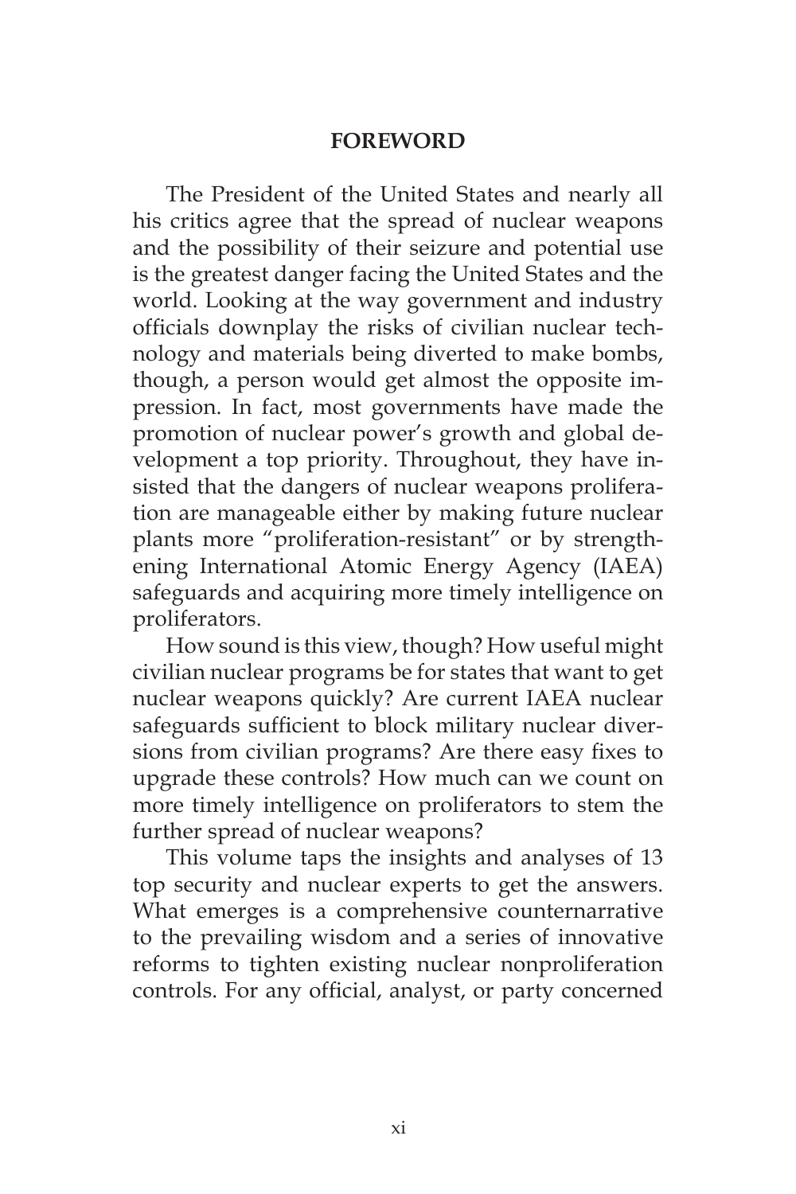## FOREWORD

The President of the United States and nearly all his critics agree that the spread of nuclear weapons and the possibility of their seizure and potential use is the greatest danger facing the United States and the world. Looking at the way government and industry officials downplay the risks of civilian nuclear technology and materials being diverted to make bombs, though, a person would get almost the opposite impression. In fact, most governments have made the promotion of nuclear power's growth and global development a top priority. Throughout, they have insisted that the dangers of nuclear weapons proliferation are manageable either by making future nuclear plants more "proliferation-resistant" or by strengthening International Atomic Energy Agency (IAEA) safeguards and acquiring more timely intelligence on proliferators.

How sound is this view, though? How useful might civilian nuclear programs be for states that want to get nuclear weapons quickly? Are current IAEA nuclear safeguards sufficient to block military nuclear diversions from civilian programs? Are there easy fixes to upgrade these controls? How much can we count on more timely intelligence on proliferators to stem the further spread of nuclear weapons?

This volume taps the insights and analyses of 13 top security and nuclear experts to get the answers. What emerges is a comprehensive counternarrative to the prevailing wisdom and a series of innovative reforms to tighten existing nuclear nonproliferation controls. For any official, analyst, or party concerned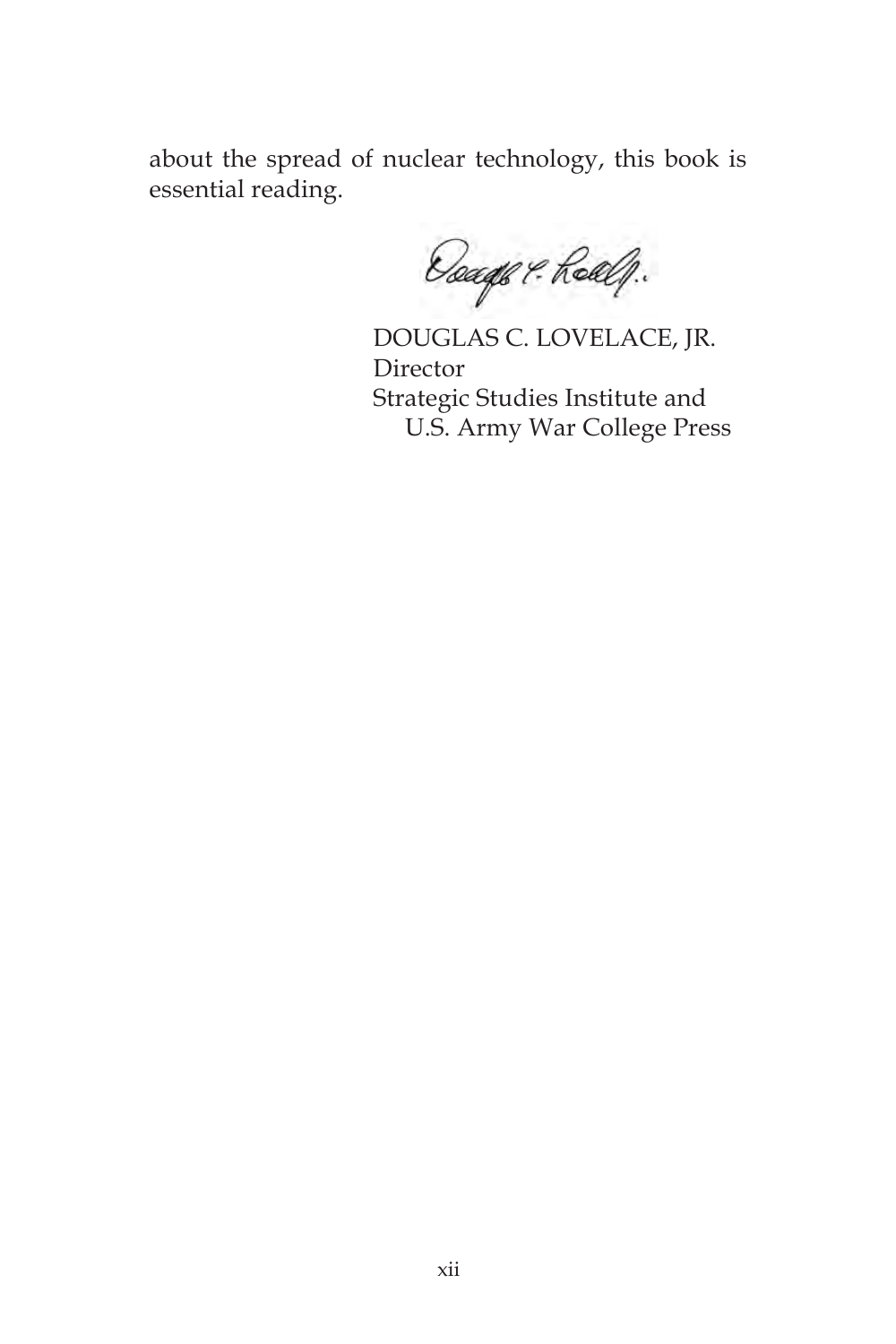about the spread of nuclear technology, this book is essential reading.

DOUGLAS C. LOVELACE, JR.
Director
Strategic Studies Institute and
U.S. Army War College Press